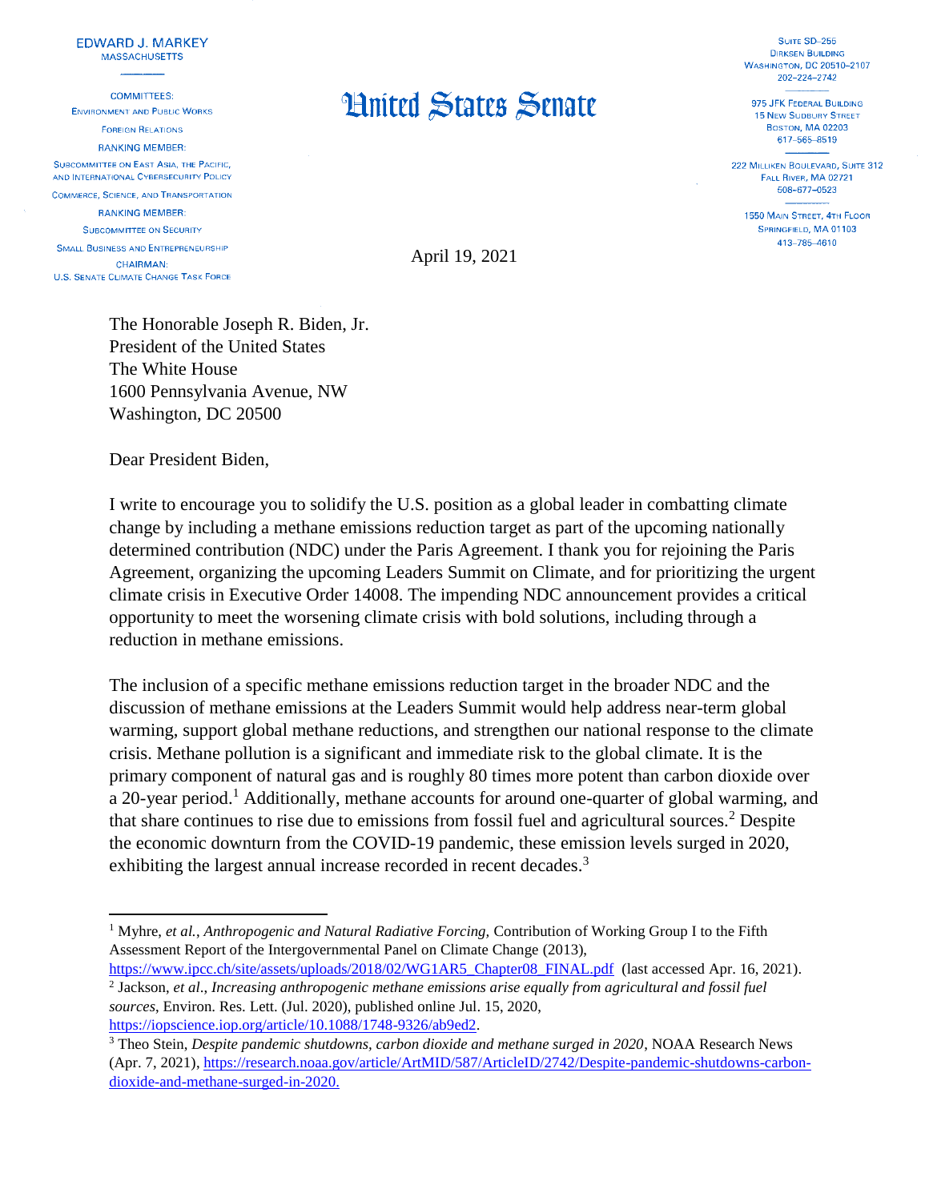EDWARD J. MARKEY
MASSACHUSETTS

COMMITTEES:
ENVIRONMENT AND PUBLIC WORKS
FOREIGN RELATIONS
RANKING MEMBER:
SUBCOMMITTEE ON EAST ASIA, THE PACIFIC, AND INTERNATIONAL CYBERSECURITY POLICY
COMMERCE, SCIENCE, AND TRANSPORTATION
RANKING MEMBER:
SUBCOMMITTEE ON SECURITY
SMALL BUSINESS AND ENTREPRENEURSHIP
CHAIRMAN:
U.S. SENATE CLIMATE CHANGE TASK FORCE

# United States Senate

SUITE SD–255
DIRKSEN BUILDING
WASHINGTON, DC 20510–2107
202–224–2742

975 JFK FEDERAL BUILDING
15 NEW SUDBURY STREET
BOSTON, MA 02203
617–565–8519

222 MILLIKEN BOULEVARD, SUITE 312
FALL RIVER, MA 02721
508–677–0523

1550 MAIN STREET, 4TH FLOOR
SPRINGFIELD, MA 01103
413–785–4610

April 19, 2021

The Honorable Joseph R. Biden, Jr.
President of the United States
The White House
1600 Pennsylvania Avenue, NW
Washington, DC 20500

Dear President Biden,

I write to encourage you to solidify the U.S. position as a global leader in combatting climate change by including a methane emissions reduction target as part of the upcoming nationally determined contribution (NDC) under the Paris Agreement. I thank you for rejoining the Paris Agreement, organizing the upcoming Leaders Summit on Climate, and for prioritizing the urgent climate crisis in Executive Order 14008. The impending NDC announcement provides a critical opportunity to meet the worsening climate crisis with bold solutions, including through a reduction in methane emissions.

The inclusion of a specific methane emissions reduction target in the broader NDC and the discussion of methane emissions at the Leaders Summit would help address near-term global warming, support global methane reductions, and strengthen our national response to the climate crisis. Methane pollution is a significant and immediate risk to the global climate. It is the primary component of natural gas and is roughly 80 times more potent than carbon dioxide over a 20-year period.[1] Additionally, methane accounts for around one-quarter of global warming, and that share continues to rise due to emissions from fossil fuel and agricultural sources.[2] Despite the economic downturn from the COVID-19 pandemic, these emission levels surged in 2020, exhibiting the largest annual increase recorded in recent decades.[3]

---

[1] Myhre, *et al.*, *Anthropogenic and Natural Radiative Forcing,* Contribution of Working Group I to the Fifth Assessment Report of the Intergovernmental Panel on Climate Change (2013), https://www.ipcc.ch/site/assets/uploads/2018/02/WG1AR5_Chapter08_FINAL.pdf (last accessed Apr. 16, 2021).

[2] Jackson, *et al*., *Increasing anthropogenic methane emissions arise equally from agricultural and fossil fuel sources*, Environ. Res. Lett. (Jul. 2020), published online Jul. 15, 2020, https://iopscience.iop.org/article/10.1088/1748-9326/ab9ed2.

[3] Theo Stein, *Despite pandemic shutdowns, carbon dioxide and methane surged in 2020*, NOAA Research News (Apr. 7, 2021), https://research.noaa.gov/article/ArtMID/587/ArticleID/2742/Despite-pandemic-shutdowns-carbon-dioxide-and-methane-surged-in-2020.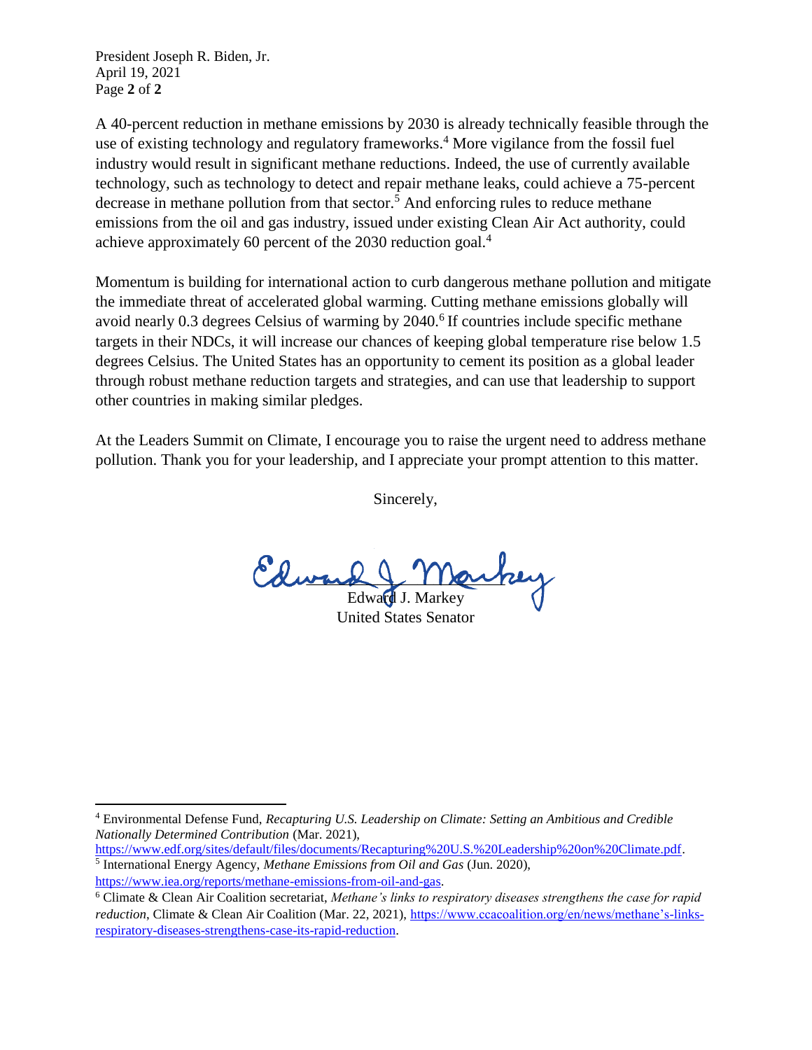A 40-percent reduction in methane emissions by 2030 is already technically feasible through the use of existing technology and regulatory frameworks.[4] More vigilance from the fossil fuel industry would result in significant methane reductions. Indeed, the use of currently available technology, such as technology to detect and repair methane leaks, could achieve a 75-percent decrease in methane pollution from that sector.[5] And enforcing rules to reduce methane emissions from the oil and gas industry, issued under existing Clean Air Act authority, could achieve approximately 60 percent of the 2030 reduction goal.[4]

Momentum is building for international action to curb dangerous methane pollution and mitigate the immediate threat of accelerated global warming. Cutting methane emissions globally will avoid nearly 0.3 degrees Celsius of warming by 2040.[6] If countries include specific methane targets in their NDCs, it will increase our chances of keeping global temperature rise below 1.5 degrees Celsius. The United States has an opportunity to cement its position as a global leader through robust methane reduction targets and strategies, and can use that leadership to support other countries in making similar pledges.

At the Leaders Summit on Climate, I encourage you to raise the urgent need to address methane pollution. Thank you for your leadership, and I appreciate your prompt attention to this matter.

Sincerely,

Edward J. Markey
United States Senator

---

[4] Environmental Defense Fund, *Recapturing U.S. Leadership on Climate: Setting an Ambitious and Credible Nationally Determined Contribution* (Mar. 2021), https://www.edf.org/sites/default/files/documents/Recapturing%20U.S.%20Leadership%20on%20Climate.pdf.

[5] International Energy Agency, *Methane Emissions from Oil and Gas* (Jun. 2020), https://www.iea.org/reports/methane-emissions-from-oil-and-gas.

[6] Climate & Clean Air Coalition secretariat, *Methane's links to respiratory diseases strengthens the case for rapid reduction*, Climate & Clean Air Coalition (Mar. 22, 2021), https://www.ccacoalition.org/en/news/methane's-links-respiratory-diseases-strengthens-case-its-rapid-reduction.